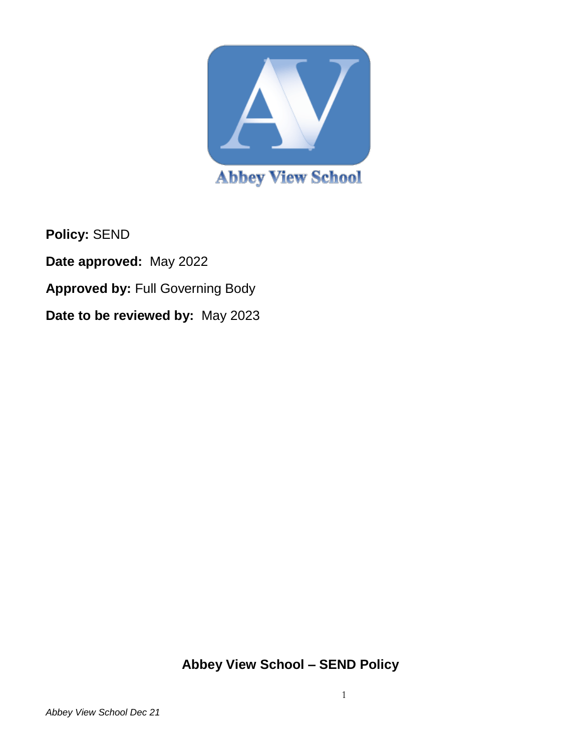Abbey View School

**Policy:** SEND

**Date approved:** May 2022

**Approved by:** Full Governing Body

**Date to be reviewed by:** May 2023

# Abbey View School – SEND Policy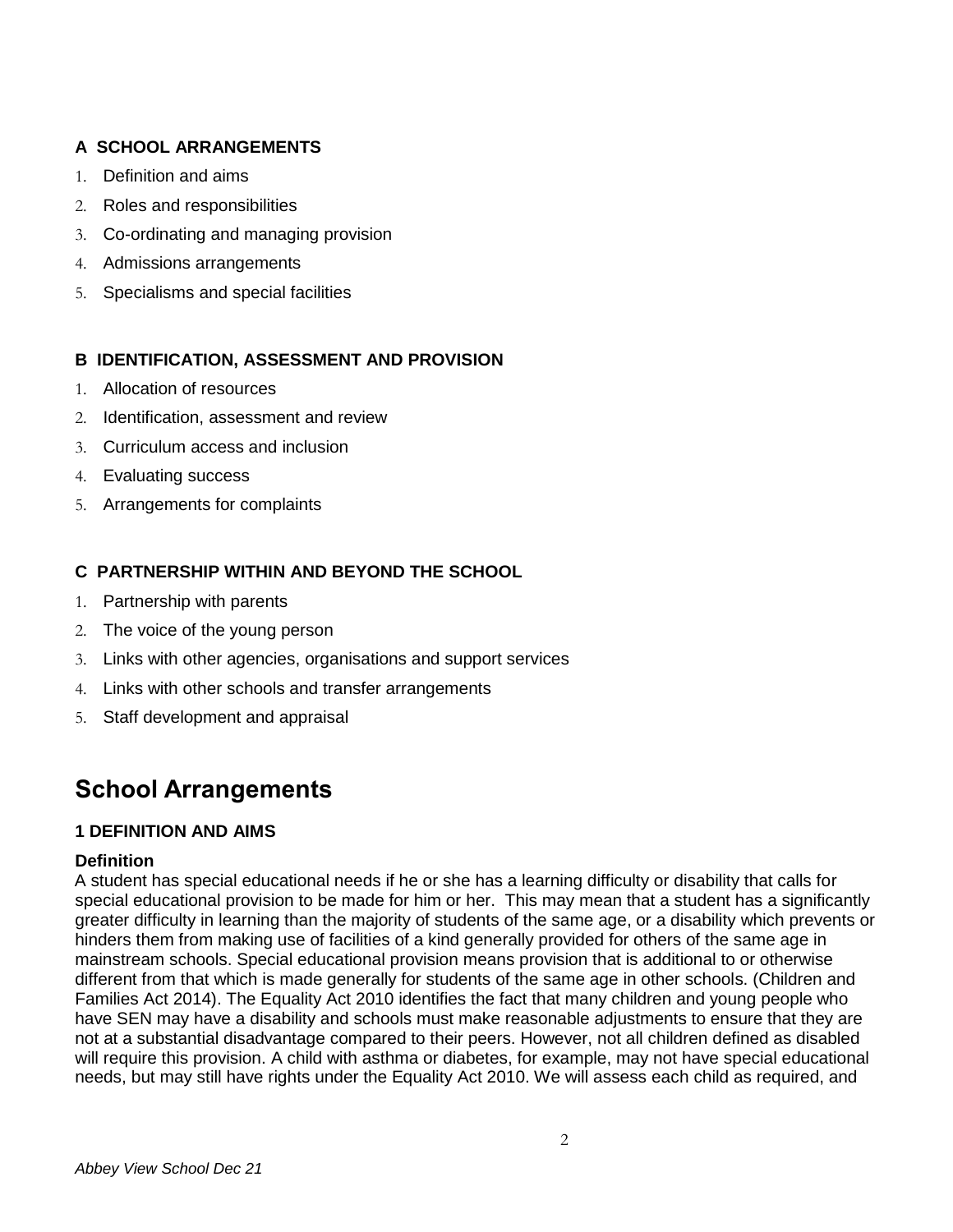**A SCHOOL ARRANGEMENTS**

1. Definition and aims
2. Roles and responsibilities
3. Co-ordinating and managing provision
4. Admissions arrangements
5. Specialisms and special facilities

**B IDENTIFICATION, ASSESSMENT AND PROVISION**

1. Allocation of resources
2. Identification, assessment and review
3. Curriculum access and inclusion
4. Evaluating success
5. Arrangements for complaints

**C PARTNERSHIP WITHIN AND BEYOND THE SCHOOL**

1. Partnership with parents
2. The voice of the young person
3. Links with other agencies, organisations and support services
4. Links with other schools and transfer arrangements
5. Staff development and appraisal

# School Arrangements

### 1 DEFINITION AND AIMS

**Definition**

A student has special educational needs if he or she has a learning difficulty or disability that calls for special educational provision to be made for him or her. This may mean that a student has a significantly greater difficulty in learning than the majority of students of the same age, or a disability which prevents or hinders them from making use of facilities of a kind generally provided for others of the same age in mainstream schools. Special educational provision means provision that is additional to or otherwise different from that which is made generally for students of the same age in other schools. (Children and Families Act 2014). The Equality Act 2010 identifies the fact that many children and young people who have SEN may have a disability and schools must make reasonable adjustments to ensure that they are not at a substantial disadvantage compared to their peers. However, not all children defined as disabled will require this provision. A child with asthma or diabetes, for example, may not have special educational needs, but may still have rights under the Equality Act 2010. We will assess each child as required, and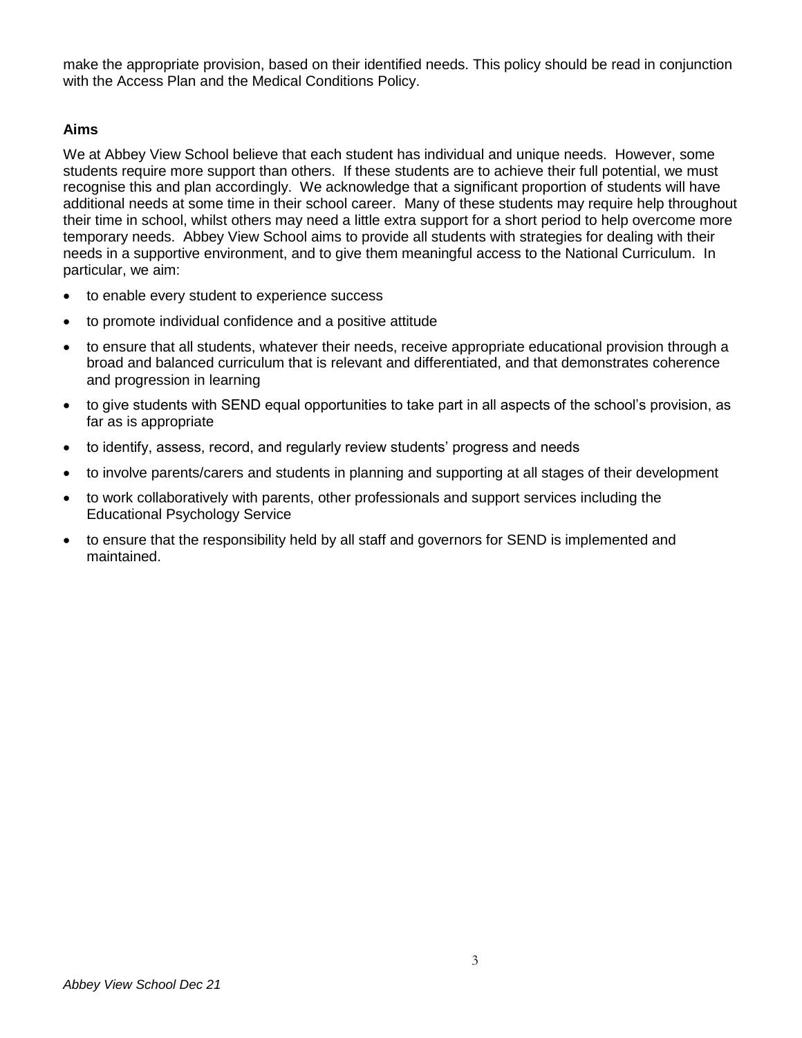make the appropriate provision, based on their identified needs. This policy should be read in conjunction with the Access Plan and the Medical Conditions Policy.

**Aims**

We at Abbey View School believe that each student has individual and unique needs. However, some students require more support than others. If these students are to achieve their full potential, we must recognise this and plan accordingly. We acknowledge that a significant proportion of students will have additional needs at some time in their school career. Many of these students may require help throughout their time in school, whilst others may need a little extra support for a short period to help overcome more temporary needs. Abbey View School aims to provide all students with strategies for dealing with their needs in a supportive environment, and to give them meaningful access to the National Curriculum. In particular, we aim:

- to enable every student to experience success
- to promote individual confidence and a positive attitude
- to ensure that all students, whatever their needs, receive appropriate educational provision through a broad and balanced curriculum that is relevant and differentiated, and that demonstrates coherence and progression in learning
- to give students with SEND equal opportunities to take part in all aspects of the school's provision, as far as is appropriate
- to identify, assess, record, and regularly review students' progress and needs
- to involve parents/carers and students in planning and supporting at all stages of their development
- to work collaboratively with parents, other professionals and support services including the Educational Psychology Service
- to ensure that the responsibility held by all staff and governors for SEND is implemented and maintained.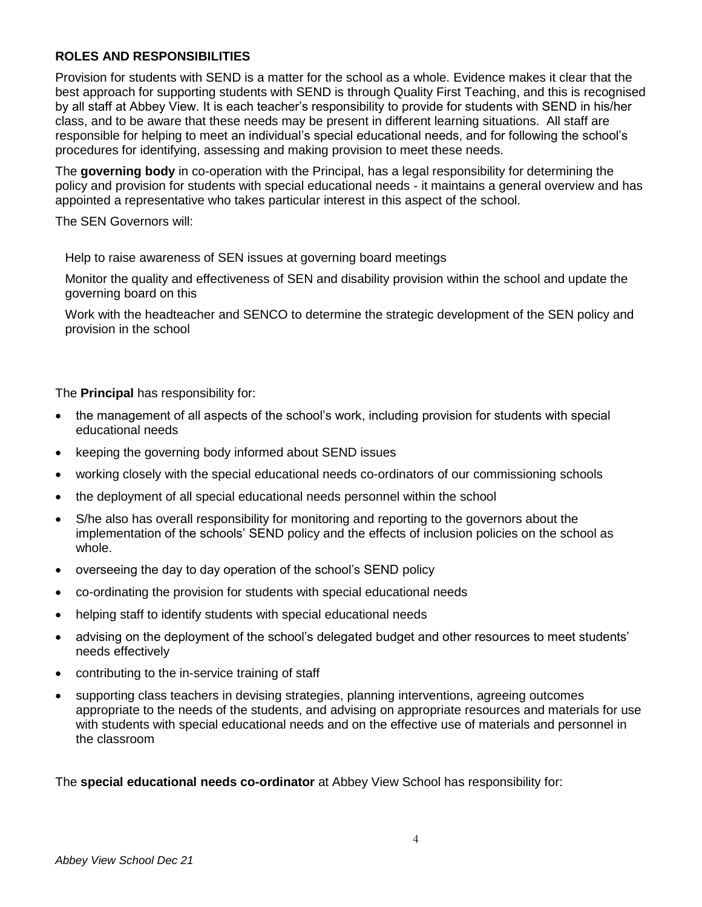**ROLES AND RESPONSIBILITIES**

Provision for students with SEND is a matter for the school as a whole. Evidence makes it clear that the best approach for supporting students with SEND is through Quality First Teaching, and this is recognised by all staff at Abbey View. It is each teacher's responsibility to provide for students with SEND in his/her class, and to be aware that these needs may be present in different learning situations. All staff are responsible for helping to meet an individual's special educational needs, and for following the school's procedures for identifying, assessing and making provision to meet these needs.

The **governing body** in co-operation with the Principal, has a legal responsibility for determining the policy and provision for students with special educational needs - it maintains a general overview and has appointed a representative who takes particular interest in this aspect of the school.

The SEN Governors will:

- Help to raise awareness of SEN issues at governing board meetings
- Monitor the quality and effectiveness of SEN and disability provision within the school and update the governing board on this
- Work with the headteacher and SENCO to determine the strategic development of the SEN policy and provision in the school

The **Principal** has responsibility for:

- the management of all aspects of the school's work, including provision for students with special educational needs
- keeping the governing body informed about SEND issues
- working closely with the special educational needs co-ordinators of our commissioning schools
- the deployment of all special educational needs personnel within the school
- S/he also has overall responsibility for monitoring and reporting to the governors about the implementation of the schools' SEND policy and the effects of inclusion policies on the school as whole.
- overseeing the day to day operation of the school's SEND policy
- co-ordinating the provision for students with special educational needs
- helping staff to identify students with special educational needs
- advising on the deployment of the school's delegated budget and other resources to meet students' needs effectively
- contributing to the in-service training of staff
- supporting class teachers in devising strategies, planning interventions, agreeing outcomes appropriate to the needs of the students, and advising on appropriate resources and materials for use with students with special educational needs and on the effective use of materials and personnel in the classroom

The **special educational needs co-ordinator** at Abbey View School has responsibility for: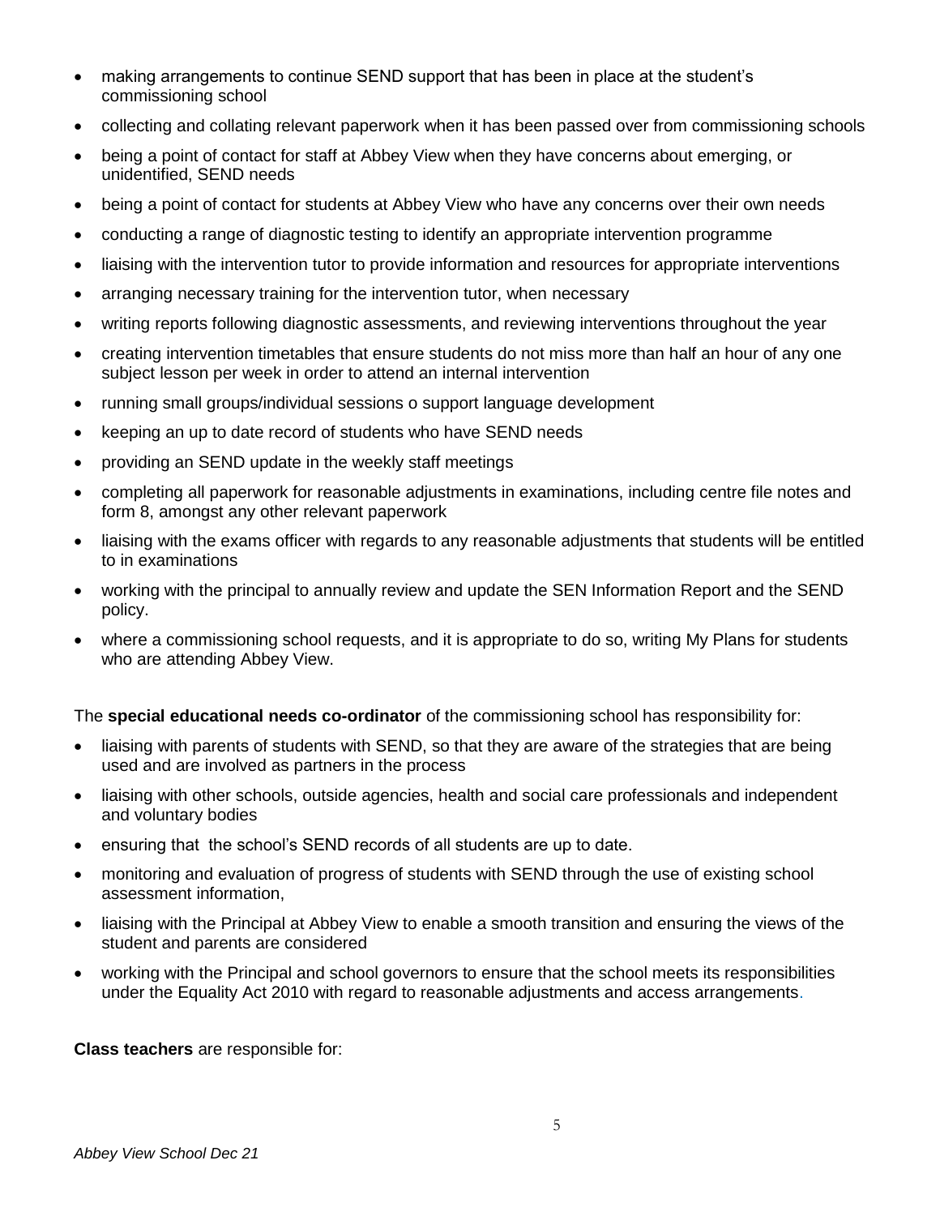- making arrangements to continue SEND support that has been in place at the student's commissioning school
- collecting and collating relevant paperwork when it has been passed over from commissioning schools
- being a point of contact for staff at Abbey View when they have concerns about emerging, or unidentified, SEND needs
- being a point of contact for students at Abbey View who have any concerns over their own needs
- conducting a range of diagnostic testing to identify an appropriate intervention programme
- liaising with the intervention tutor to provide information and resources for appropriate interventions
- arranging necessary training for the intervention tutor, when necessary
- writing reports following diagnostic assessments, and reviewing interventions throughout the year
- creating intervention timetables that ensure students do not miss more than half an hour of any one subject lesson per week in order to attend an internal intervention
- running small groups/individual sessions o support language development
- keeping an up to date record of students who have SEND needs
- providing an SEND update in the weekly staff meetings
- completing all paperwork for reasonable adjustments in examinations, including centre file notes and form 8, amongst any other relevant paperwork
- liaising with the exams officer with regards to any reasonable adjustments that students will be entitled to in examinations
- working with the principal to annually review and update the SEN Information Report and the SEND policy.
- where a commissioning school requests, and it is appropriate to do so, writing My Plans for students who are attending Abbey View.

The **special educational needs co-ordinator** of the commissioning school has responsibility for:

- liaising with parents of students with SEND, so that they are aware of the strategies that are being used and are involved as partners in the process
- liaising with other schools, outside agencies, health and social care professionals and independent and voluntary bodies
- ensuring that the school's SEND records of all students are up to date.
- monitoring and evaluation of progress of students with SEND through the use of existing school assessment information,
- liaising with the Principal at Abbey View to enable a smooth transition and ensuring the views of the student and parents are considered
- working with the Principal and school governors to ensure that the school meets its responsibilities under the Equality Act 2010 with regard to reasonable adjustments and access arrangements.

**Class teachers** are responsible for: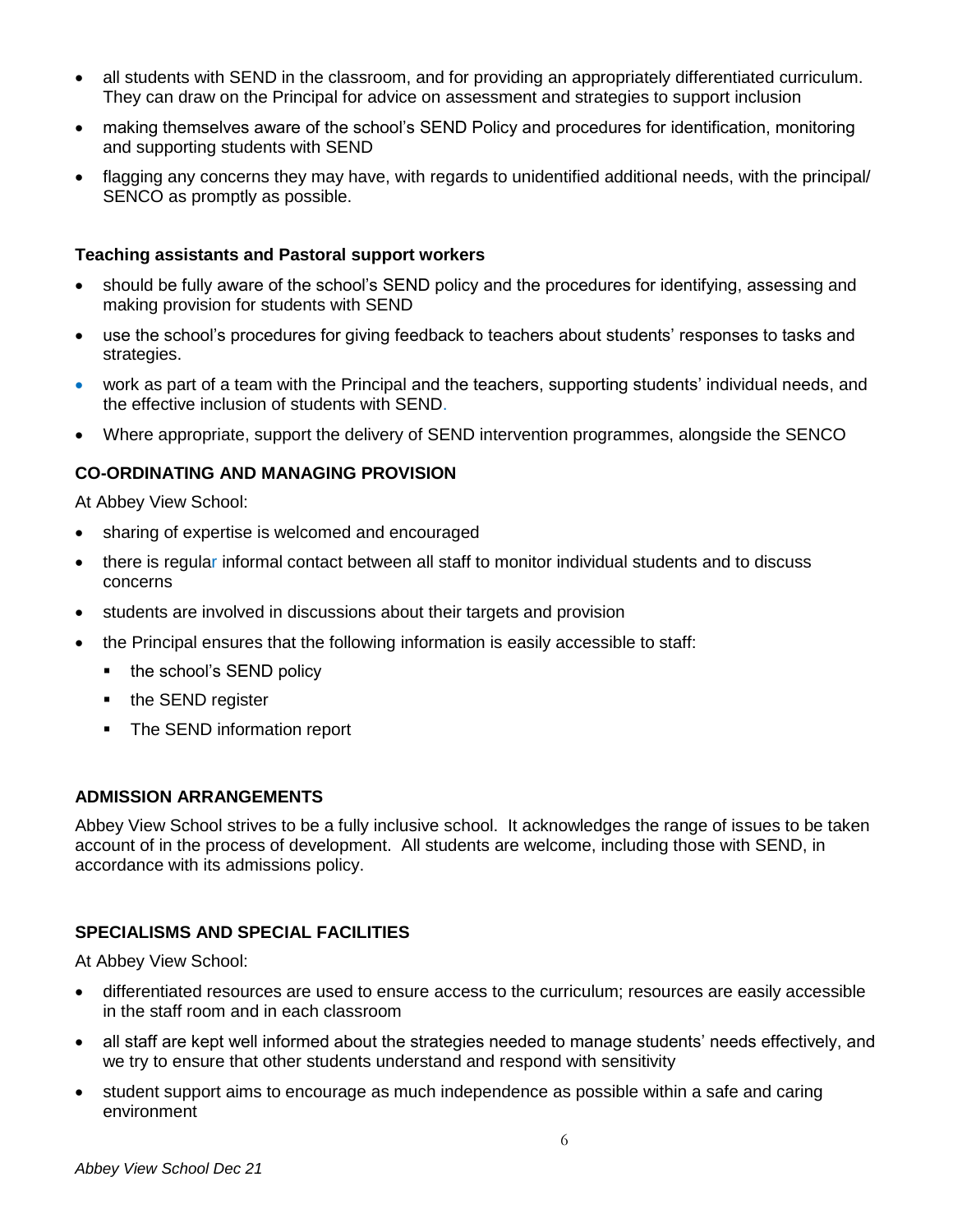- all students with SEND in the classroom, and for providing an appropriately differentiated curriculum. They can draw on the Principal for advice on assessment and strategies to support inclusion
- making themselves aware of the school's SEND Policy and procedures for identification, monitoring and supporting students with SEND
- flagging any concerns they may have, with regards to unidentified additional needs, with the principal/ SENCO as promptly as possible.

**Teaching assistants and Pastoral support workers**

- should be fully aware of the school's SEND policy and the procedures for identifying, assessing and making provision for students with SEND
- use the school's procedures for giving feedback to teachers about students' responses to tasks and strategies.
- work as part of a team with the Principal and the teachers, supporting students' individual needs, and the effective inclusion of students with SEND.
- Where appropriate, support the delivery of SEND intervention programmes, alongside the SENCO

## CO-ORDINATING AND MANAGING PROVISION

At Abbey View School:

- sharing of expertise is welcomed and encouraged
- there is regular informal contact between all staff to monitor individual students and to discuss concerns
- students are involved in discussions about their targets and provision
- the Principal ensures that the following information is easily accessible to staff:
  - the school's SEND policy
  - the SEND register
  - The SEND information report

## ADMISSION ARRANGEMENTS

Abbey View School strives to be a fully inclusive school. It acknowledges the range of issues to be taken account of in the process of development. All students are welcome, including those with SEND, in accordance with its admissions policy.

## SPECIALISMS AND SPECIAL FACILITIES

At Abbey View School:

- differentiated resources are used to ensure access to the curriculum; resources are easily accessible in the staff room and in each classroom
- all staff are kept well informed about the strategies needed to manage students' needs effectively, and we try to ensure that other students understand and respond with sensitivity
- student support aims to encourage as much independence as possible within a safe and caring environment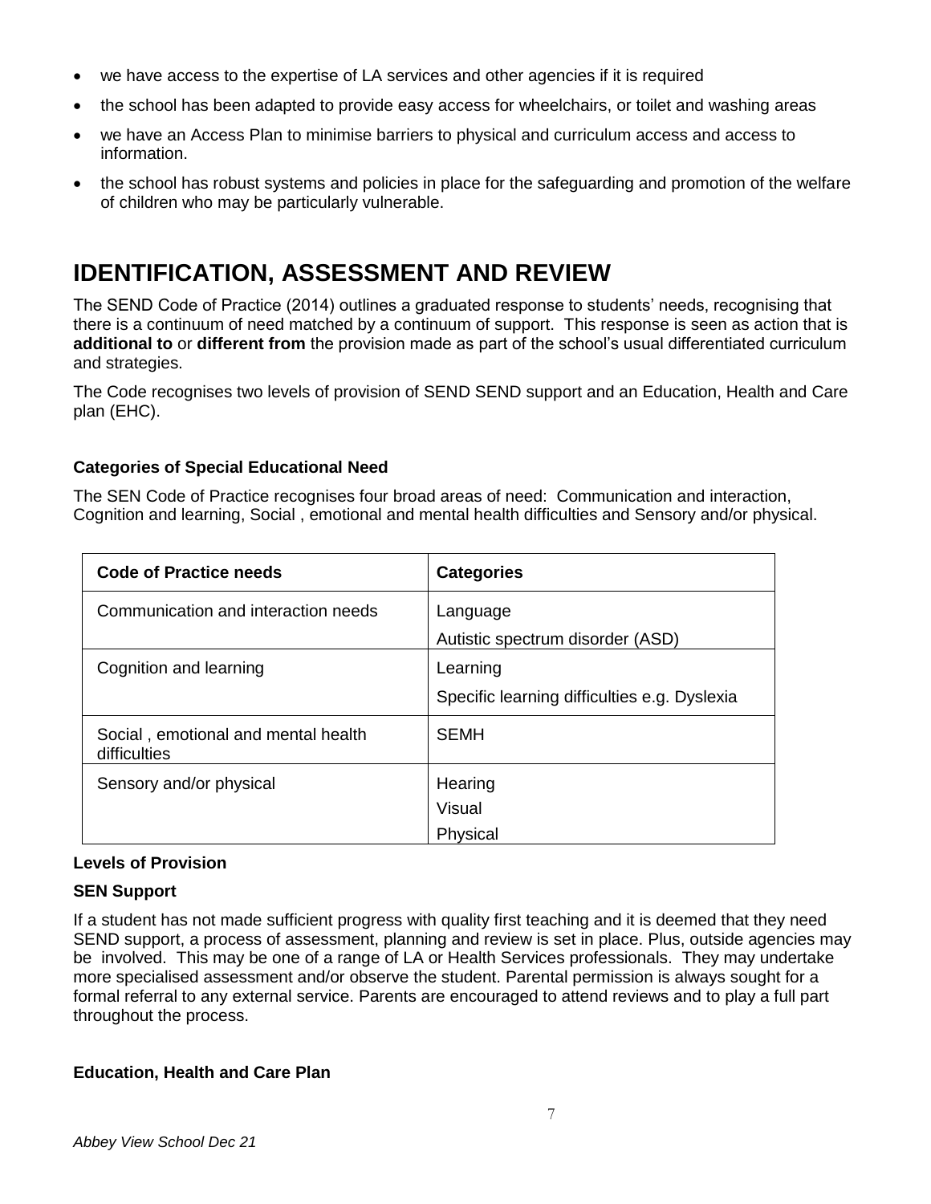- we have access to the expertise of LA services and other agencies if it is required
- the school has been adapted to provide easy access for wheelchairs, or toilet and washing areas
- we have an Access Plan to minimise barriers to physical and curriculum access and access to information.
- the school has robust systems and policies in place for the safeguarding and promotion of the welfare of children who may be particularly vulnerable.

# IDENTIFICATION, ASSESSMENT AND REVIEW

The SEND Code of Practice (2014) outlines a graduated response to students' needs, recognising that there is a continuum of need matched by a continuum of support. This response is seen as action that is **additional to** or **different from** the provision made as part of the school's usual differentiated curriculum and strategies.

The Code recognises two levels of provision of SEND SEND support and an Education, Health and Care plan (EHC).

**Categories of Special Educational Need**

The SEN Code of Practice recognises four broad areas of need: Communication and interaction, Cognition and learning, Social , emotional and mental health difficulties and Sensory and/or physical.

| Code of Practice needs | Categories |
|---|---|
| Communication and interaction needs | Language<br>Autistic spectrum disorder (ASD) |
| Cognition and learning | Learning<br>Specific learning difficulties e.g. Dyslexia |
| Social , emotional and mental health difficulties | SEMH |
| Sensory and/or physical | Hearing<br>Visual<br>Physical |

**Levels of Provision**

**SEN Support**

If a student has not made sufficient progress with quality first teaching and it is deemed that they need SEND support, a process of assessment, planning and review is set in place. Plus, outside agencies may be involved. This may be one of a range of LA or Health Services professionals. They may undertake more specialised assessment and/or observe the student. Parental permission is always sought for a formal referral to any external service. Parents are encouraged to attend reviews and to play a full part throughout the process.

**Education, Health and Care Plan**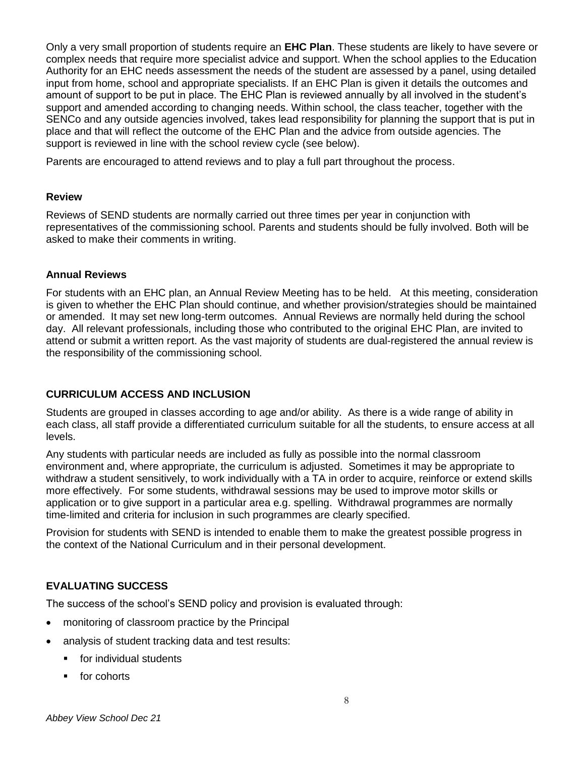Only a very small proportion of students require an **EHC Plan**. These students are likely to have severe or complex needs that require more specialist advice and support. When the school applies to the Education Authority for an EHC needs assessment the needs of the student are assessed by a panel, using detailed input from home, school and appropriate specialists. If an EHC Plan is given it details the outcomes and amount of support to be put in place. The EHC Plan is reviewed annually by all involved in the student's support and amended according to changing needs. Within school, the class teacher, together with the SENCo and any outside agencies involved, takes lead responsibility for planning the support that is put in place and that will reflect the outcome of the EHC Plan and the advice from outside agencies. The support is reviewed in line with the school review cycle (see below).

Parents are encouraged to attend reviews and to play a full part throughout the process.

### Review

Reviews of SEND students are normally carried out three times per year in conjunction with representatives of the commissioning school. Parents and students should be fully involved. Both will be asked to make their comments in writing.

### Annual Reviews

For students with an EHC plan, an Annual Review Meeting has to be held. At this meeting, consideration is given to whether the EHC Plan should continue, and whether provision/strategies should be maintained or amended. It may set new long-term outcomes. Annual Reviews are normally held during the school day. All relevant professionals, including those who contributed to the original EHC Plan, are invited to attend or submit a written report. As the vast majority of students are dual-registered the annual review is the responsibility of the commissioning school.

## CURRICULUM ACCESS AND INCLUSION

Students are grouped in classes according to age and/or ability. As there is a wide range of ability in each class, all staff provide a differentiated curriculum suitable for all the students, to ensure access at all levels.

Any students with particular needs are included as fully as possible into the normal classroom environment and, where appropriate, the curriculum is adjusted. Sometimes it may be appropriate to withdraw a student sensitively, to work individually with a TA in order to acquire, reinforce or extend skills more effectively. For some students, withdrawal sessions may be used to improve motor skills or application or to give support in a particular area e.g. spelling. Withdrawal programmes are normally time-limited and criteria for inclusion in such programmes are clearly specified.

Provision for students with SEND is intended to enable them to make the greatest possible progress in the context of the National Curriculum and in their personal development.

## EVALUATING SUCCESS

The success of the school's SEND policy and provision is evaluated through:

- monitoring of classroom practice by the Principal
- analysis of student tracking data and test results:
  - for individual students
  - for cohorts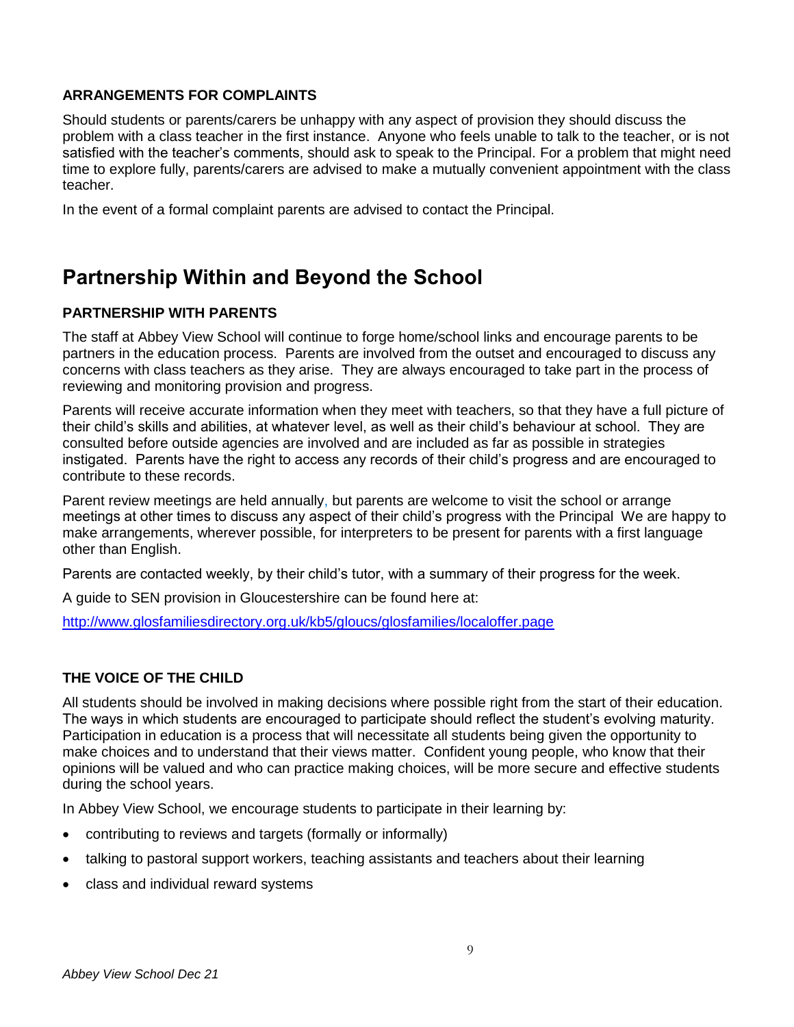### ARRANGEMENTS FOR COMPLAINTS

Should students or parents/carers be unhappy with any aspect of provision they should discuss the problem with a class teacher in the first instance. Anyone who feels unable to talk to the teacher, or is not satisfied with the teacher's comments, should ask to speak to the Principal. For a problem that might need time to explore fully, parents/carers are advised to make a mutually convenient appointment with the class teacher.

In the event of a formal complaint parents are advised to contact the Principal.

## Partnership Within and Beyond the School

### PARTNERSHIP WITH PARENTS

The staff at Abbey View School will continue to forge home/school links and encourage parents to be partners in the education process. Parents are involved from the outset and encouraged to discuss any concerns with class teachers as they arise. They are always encouraged to take part in the process of reviewing and monitoring provision and progress.

Parents will receive accurate information when they meet with teachers, so that they have a full picture of their child's skills and abilities, at whatever level, as well as their child's behaviour at school. They are consulted before outside agencies are involved and are included as far as possible in strategies instigated. Parents have the right to access any records of their child's progress and are encouraged to contribute to these records.

Parent review meetings are held annually, but parents are welcome to visit the school or arrange meetings at other times to discuss any aspect of their child's progress with the Principal We are happy to make arrangements, wherever possible, for interpreters to be present for parents with a first language other than English.

Parents are contacted weekly, by their child's tutor, with a summary of their progress for the week.

A guide to SEN provision in Gloucestershire can be found here at:

[http://www.glosfamiliesdirectory.org.uk/kb5/gloucs/glosfamilies/localoffer.page](http://www.glosfamiliesdirectory.org.uk/kb5/gloucs/glosfamilies/localoffer.page)

### THE VOICE OF THE CHILD

All students should be involved in making decisions where possible right from the start of their education. The ways in which students are encouraged to participate should reflect the student's evolving maturity. Participation in education is a process that will necessitate all students being given the opportunity to make choices and to understand that their views matter. Confident young people, who know that their opinions will be valued and who can practice making choices, will be more secure and effective students during the school years.

In Abbey View School, we encourage students to participate in their learning by:

- contributing to reviews and targets (formally or informally)
- talking to pastoral support workers, teaching assistants and teachers about their learning
- class and individual reward systems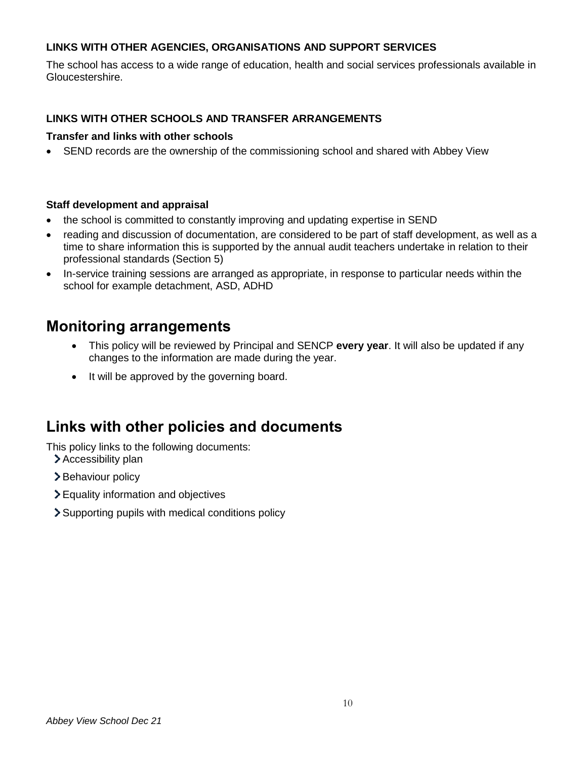**LINKS WITH OTHER AGENCIES, ORGANISATIONS AND SUPPORT SERVICES**

The school has access to a wide range of education, health and social services professionals available in Gloucestershire.

**LINKS WITH OTHER SCHOOLS AND TRANSFER ARRANGEMENTS**

**Transfer and links with other schools**

- SEND records are the ownership of the commissioning school and shared with Abbey View

**Staff development and appraisal**

- the school is committed to constantly improving and updating expertise in SEND
- reading and discussion of documentation, are considered to be part of staff development, as well as a time to share information this is supported by the annual audit teachers undertake in relation to their professional standards (Section 5)
- In-service training sessions are arranged as appropriate, in response to particular needs within the school for example detachment, ASD, ADHD

## Monitoring arrangements

- This policy will be reviewed by Principal and SENCP **every year**. It will also be updated if any changes to the information are made during the year.
- It will be approved by the governing board.

## Links with other policies and documents

This policy links to the following documents:

- Accessibility plan
- Behaviour policy
- Equality information and objectives
- Supporting pupils with medical conditions policy